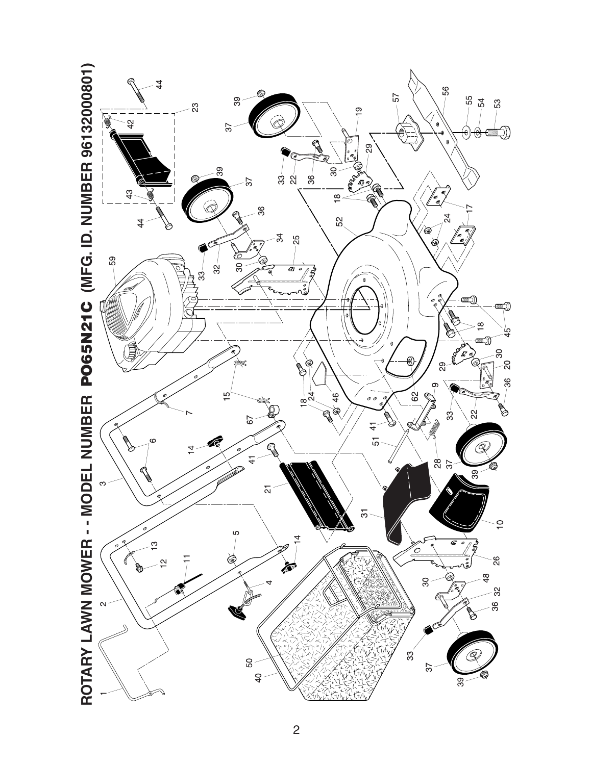# ROTARY LAWN MOWER - - MODEL NUMBER PO65N21C (MFG. ID. NUMBER 96132000801)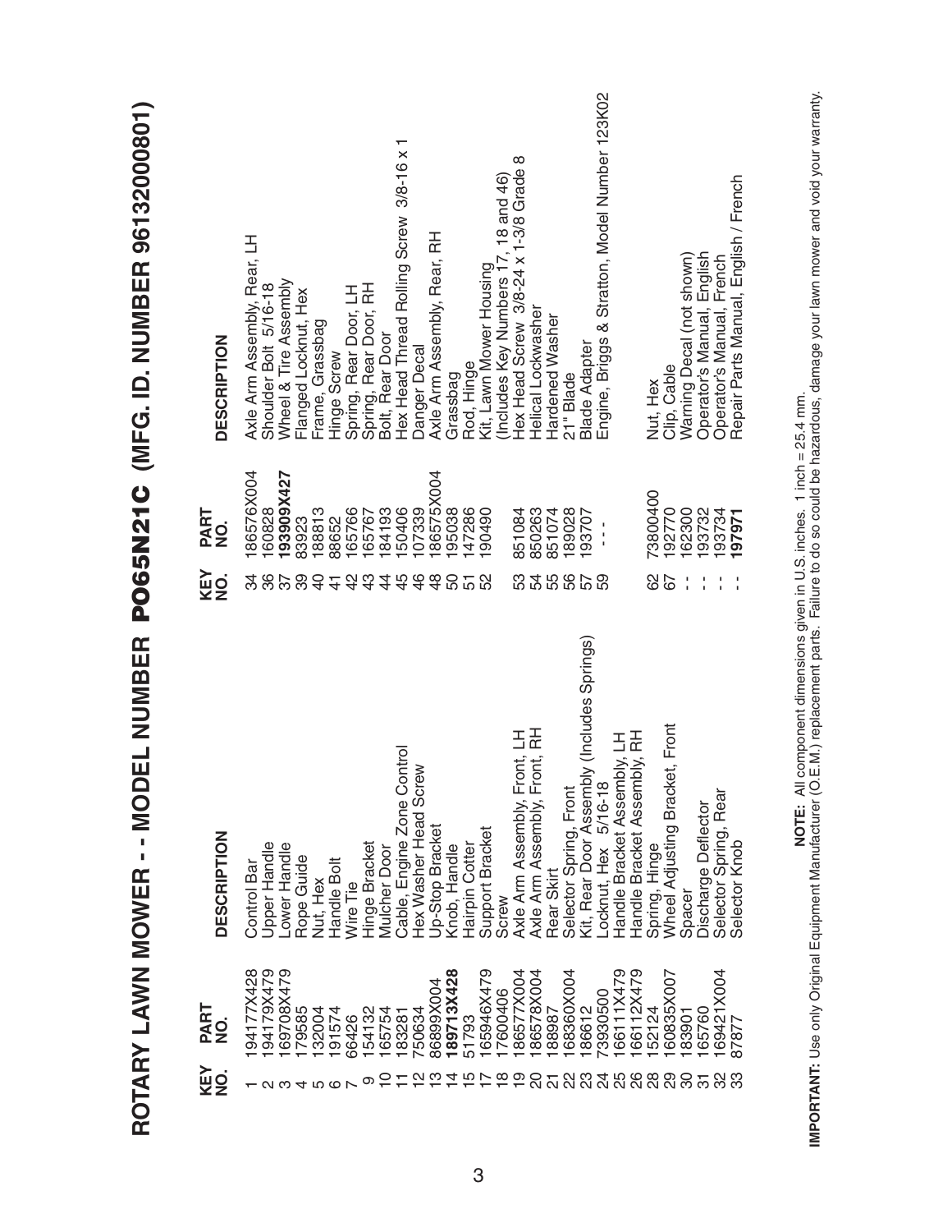# ROTARY LAWN MOWER - - MODEL NUMBER **PO65N21C** (MFG. ID. NUMBER 96132000801)

| KEY NO. | PART NO. | DESCRIPTION |
|---|---|---|
| 1 | 194177X428 | Control Bar |
| 2 | 194179X479 | Upper Handle |
| 3 | 169708X479 | Lower Handle |
| 4 | 179585 | Rope Guide |
| 5 | 132004 | Nut, Hex |
| 6 | 191574 | Handle Bolt |
| 7 | 66426 | Wire Tie |
| 9 | 154132 | Hinge Bracket |
| 10 | 165754 | Mulcher Door |
| 11 | 183281 | Cable, Engine Zone Control |
| 12 | 750634 | Hex Washer Head Screw |
| 13 | 86899X004 | Up-Stop Bracket |
| 14 | **189713X428** | Knob, Handle |
| 15 | 51793 | Hairpin Cotter |
| 17 | 165946X479 | Support Bracket |
| 18 | 17600406 | Screw |
| 19 | 186577X004 | Axle Arm Assembly, Front, LH |
| 20 | 186578X004 | Axle Arm Assembly, Front, RH |
| 21 | 188987 | Rear Skirt |
| 22 | 168360X004 | Selector Spring, Front |
| 23 | 186612 | Kit, Rear Door Assembly (Includes Springs) |
| 24 | 73930500 | Locknut, Hex 5/16-18 |
| 25 | 166111X479 | Handle Bracket Assembly, LH |
| 26 | 166112X479 | Handle Bracket Assembly, RH |
| 28 | 152124 | Spring, Hinge |
| 29 | 160835X007 | Wheel Adjusting Bracket, Front |
| 30 | 183901 | Spacer |
| 31 | 165760 | Discharge Deflector |
| 32 | 169421X004 | Selector Spring, Rear |
| 33 | 87877 | Selector Knob |
| 34 | 186576X004 | Axle Arm Assembly, Rear, LH |
| 36 | 160828 | Shoulder Bolt 5/16-18 |
| 37 | **193909X427** | Wheel & Tire Assembly |
| 39 | 83923 | Flanged Locknut, Hex |
| 40 | 188813 | Frame, Grassbag |
| 41 | 88652 | Hinge Screw |
| 42 | 165766 | Spring, Rear Door, LH |
| 43 | 165767 | Spring, Rear Door, RH |
| 44 | 184193 | Bolt, Rear Door |
| 45 | 150406 | Hex Head Thread Rolling Screw 3/8-16 x 1 |
| 46 | 107339 | Danger Decal |
| 48 | 186575X004 | Axle Arm Assembly, Rear, RH |
| 50 | 195038 | Grassbag |
| 51 | 147286 | Rod, Hinge |
| 52 | 190490 | Kit, Lawn Mower Housing (Includes Key Numbers 17, 18 and 46) |
| 53 | 851084 | Hex Head Screw 3/8-24 x 1-3/8 Grade 8 |
| 54 | 850263 | Helical Lockwasher |
| 55 | 851074 | Hardened Washer |
| 56 | 189028 | 21" Blade |
| 57 | 193707 | Blade Adapter |
| 59 | - - - | Engine, Briggs & Stratton, Model Number 123K02 |
| 62 | 73800400 | Nut, Hex |
| 67 | 192770 | Clip, Cable |
| - - | 162300 | Warning Decal (not shown) |
| - - | 193732 | Operator's Manual, English |
| - - | 193734 | Operator's Manual, French |
| - - | **197971** | Repair Parts Manual, English / French |

**NOTE:** All component dimensions given in U.S. inches. 1 inch = 25.4 mm.

**IMPORTANT:** Use only Original Equipment Manufacturer (O.E.M.) replacement parts. Failure to do so could be hazardous, damage your lawn mower and void your warranty.